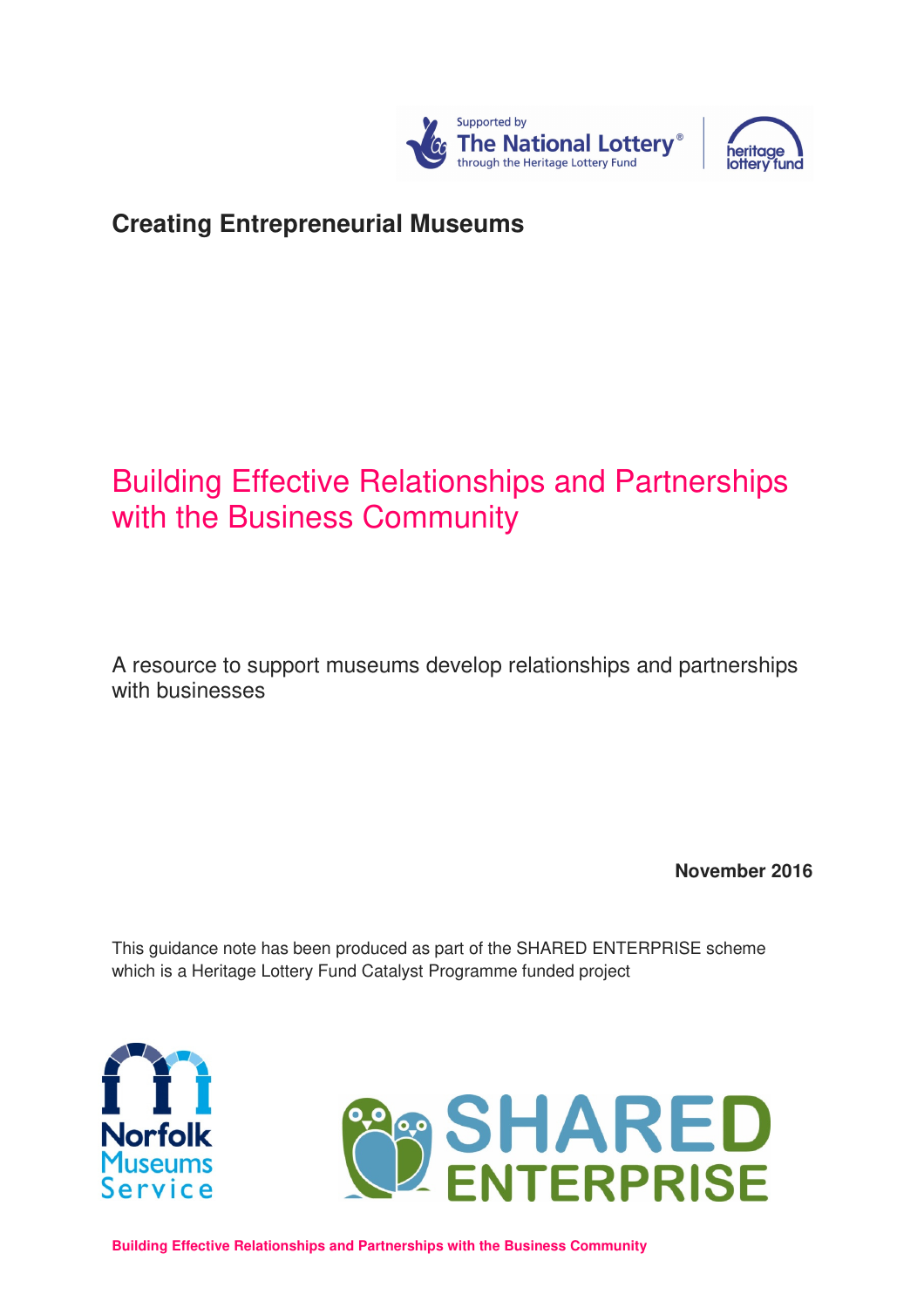**Creating Entrepreneurial Museums**

# Building Effective Relationships and Partnerships with the Business Community

A resource to support museums develop relationships and partnerships with businesses

**November 2016**

This guidance note has been produced as part of the SHARED ENTERPRISE scheme which is a Heritage Lottery Fund Catalyst Programme funded project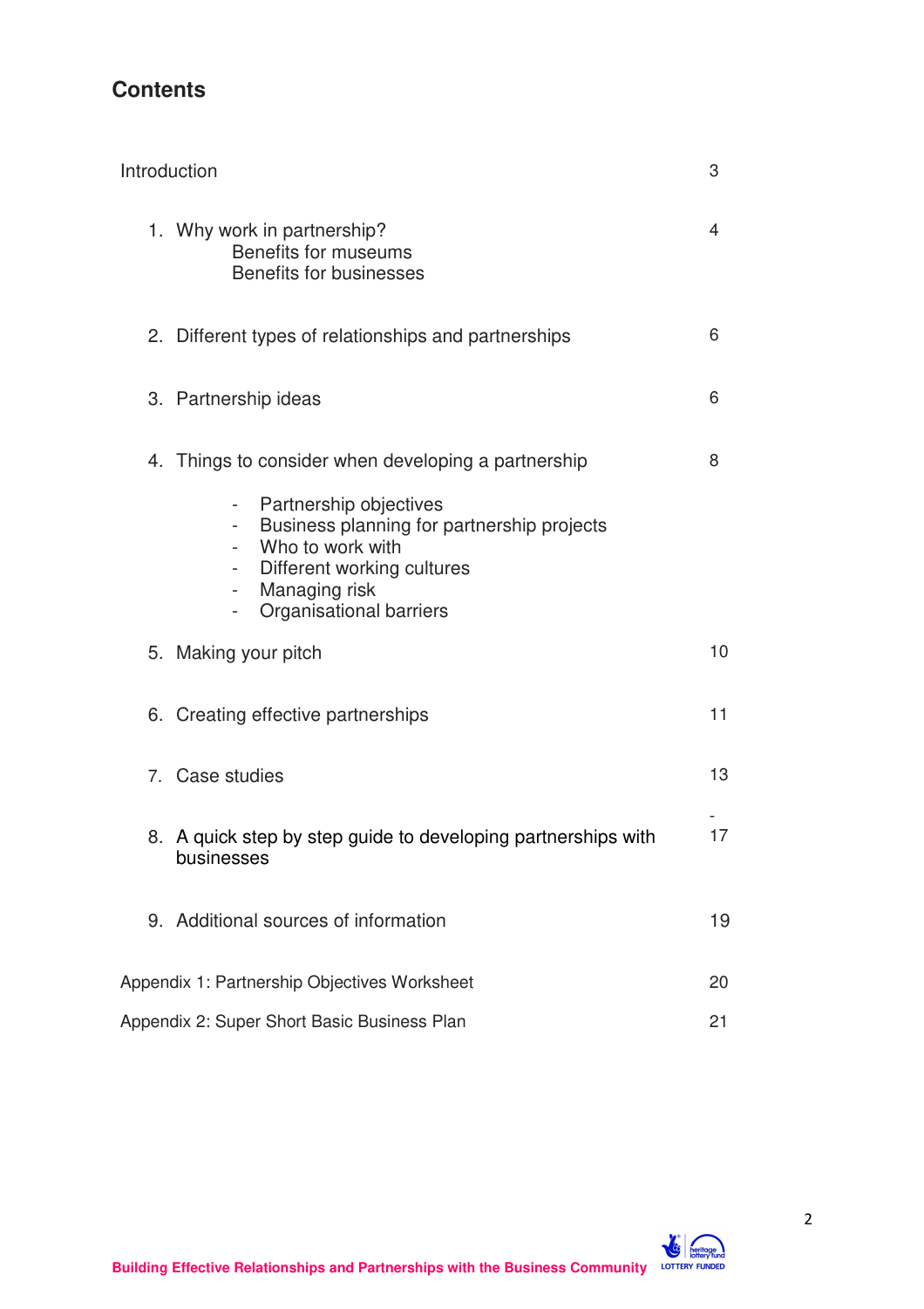## Contents

| | |
|---|---|
| Introduction | 3 |
| 1. Why work in partnership?<br>Benefits for museums<br>Benefits for businesses | 4 |
| 2. Different types of relationships and partnerships | 6 |
| 3. Partnership ideas | 6 |
| 4. Things to consider when developing a partnership<br>- Partnership objectives<br>- Business planning for partnership projects<br>- Who to work with<br>- Different working cultures<br>- Managing risk<br>- Organisational barriers | 8 |
| 5. Making your pitch | 10 |
| 6. Creating effective partnerships | 11 |
| 7. Case studies | 13 |
| 8. A quick step by step guide to developing partnerships with businesses | - 17 |
| 9. Additional sources of information | 19 |
| Appendix 1: Partnership Objectives Worksheet | 20 |
| Appendix 2: Super Short Basic Business Plan | 21 |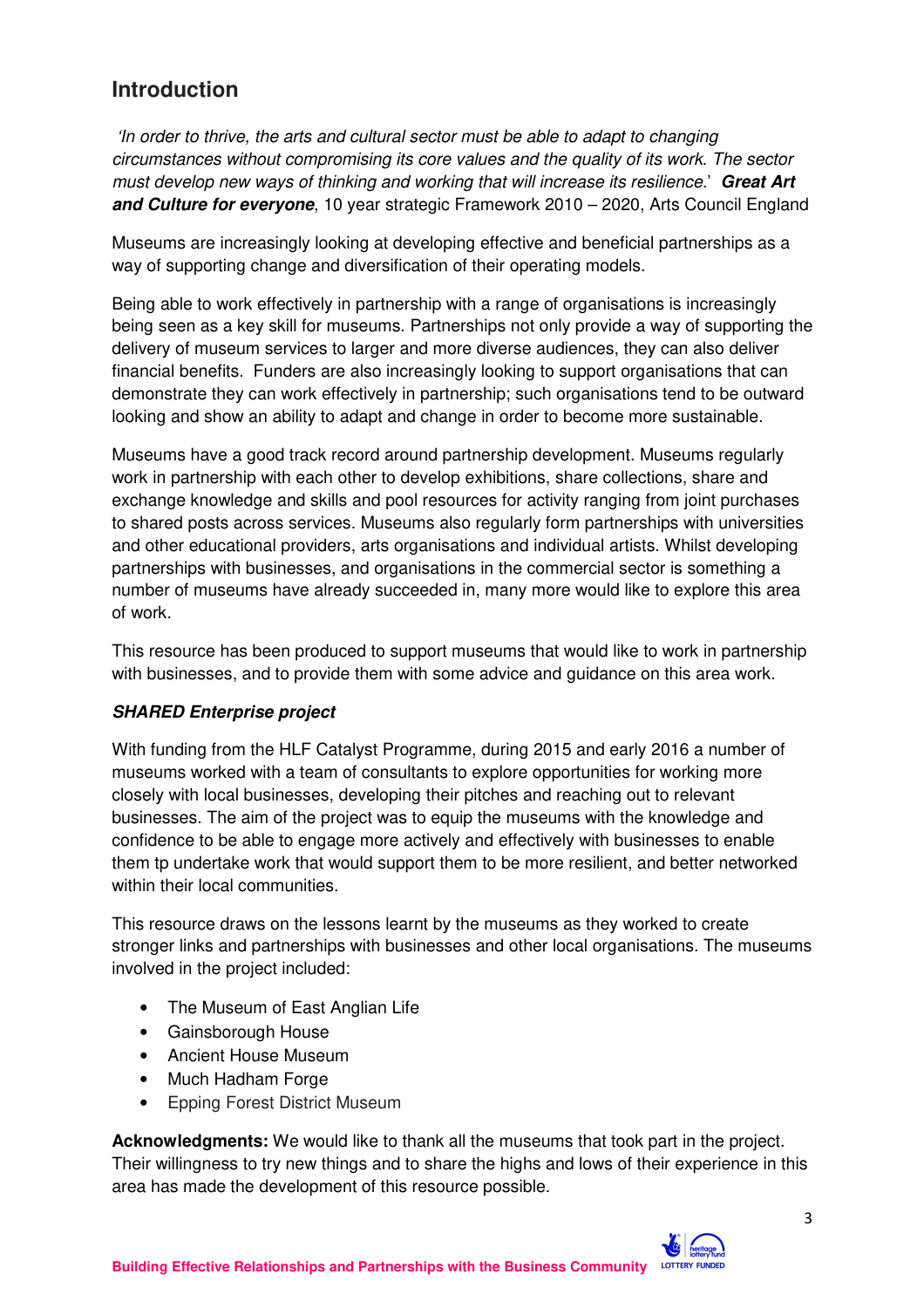## Introduction

*'In order to thrive, the arts and cultural sector must be able to adapt to changing circumstances without compromising its core values and the quality of its work. The sector must develop new ways of thinking and working that will increase its resilience.'* ***Great Art and Culture for everyone***, 10 year strategic Framework 2010 – 2020, Arts Council England

Museums are increasingly looking at developing effective and beneficial partnerships as a way of supporting change and diversification of their operating models.

Being able to work effectively in partnership with a range of organisations is increasingly being seen as a key skill for museums. Partnerships not only provide a way of supporting the delivery of museum services to larger and more diverse audiences, they can also deliver financial benefits. Funders are also increasingly looking to support organisations that can demonstrate they can work effectively in partnership; such organisations tend to be outward looking and show an ability to adapt and change in order to become more sustainable.

Museums have a good track record around partnership development. Museums regularly work in partnership with each other to develop exhibitions, share collections, share and exchange knowledge and skills and pool resources for activity ranging from joint purchases to shared posts across services. Museums also regularly form partnerships with universities and other educational providers, arts organisations and individual artists. Whilst developing partnerships with businesses, and organisations in the commercial sector is something a number of museums have already succeeded in, many more would like to explore this area of work.

This resource has been produced to support museums that would like to work in partnership with businesses, and to provide them with some advice and guidance on this area work.

***SHARED Enterprise project***

With funding from the HLF Catalyst Programme, during 2015 and early 2016 a number of museums worked with a team of consultants to explore opportunities for working more closely with local businesses, developing their pitches and reaching out to relevant businesses. The aim of the project was to equip the museums with the knowledge and confidence to be able to engage more actively and effectively with businesses to enable them tp undertake work that would support them to be more resilient, and better networked within their local communities.

This resource draws on the lessons learnt by the museums as they worked to create stronger links and partnerships with businesses and other local organisations. The museums involved in the project included:

- The Museum of East Anglian Life
- Gainsborough House
- Ancient House Museum
- Much Hadham Forge
- Epping Forest District Museum

**Acknowledgments:** We would like to thank all the museums that took part in the project. Their willingness to try new things and to share the highs and lows of their experience in this area has made the development of this resource possible.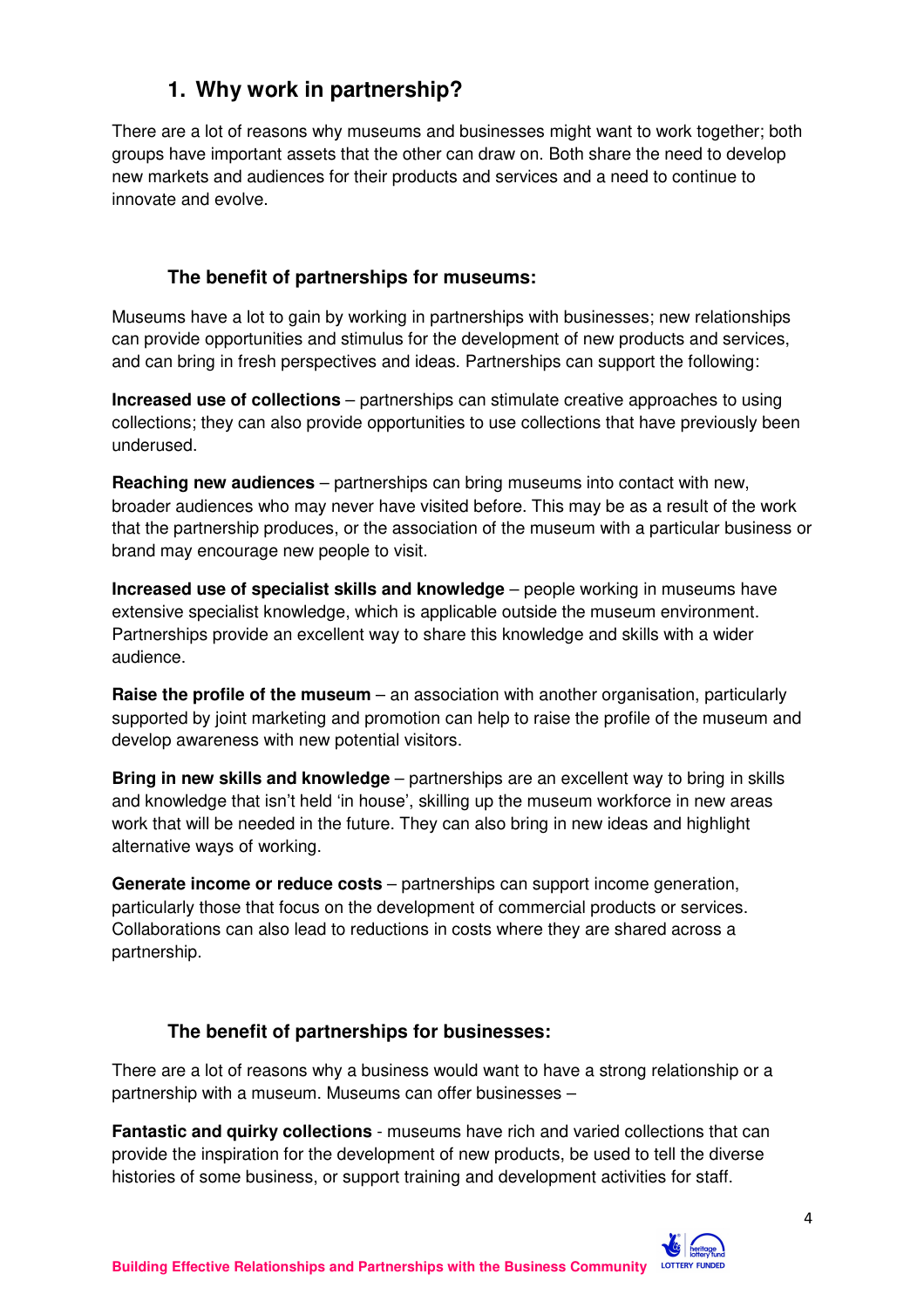## 1. Why work in partnership?

There are a lot of reasons why museums and businesses might want to work together; both groups have important assets that the other can draw on. Both share the need to develop new markets and audiences for their products and services and a need to continue to innovate and evolve.

### The benefit of partnerships for museums:

Museums have a lot to gain by working in partnerships with businesses; new relationships can provide opportunities and stimulus for the development of new products and services, and can bring in fresh perspectives and ideas. Partnerships can support the following:

**Increased use of collections** – partnerships can stimulate creative approaches to using collections; they can also provide opportunities to use collections that have previously been underused.

**Reaching new audiences** – partnerships can bring museums into contact with new, broader audiences who may never have visited before. This may be as a result of the work that the partnership produces, or the association of the museum with a particular business or brand may encourage new people to visit.

**Increased use of specialist skills and knowledge** – people working in museums have extensive specialist knowledge, which is applicable outside the museum environment. Partnerships provide an excellent way to share this knowledge and skills with a wider audience.

**Raise the profile of the museum** – an association with another organisation, particularly supported by joint marketing and promotion can help to raise the profile of the museum and develop awareness with new potential visitors.

**Bring in new skills and knowledge** – partnerships are an excellent way to bring in skills and knowledge that isn't held 'in house', skilling up the museum workforce in new areas work that will be needed in the future. They can also bring in new ideas and highlight alternative ways of working.

**Generate income or reduce costs** – partnerships can support income generation, particularly those that focus on the development of commercial products or services. Collaborations can also lead to reductions in costs where they are shared across a partnership.

### The benefit of partnerships for businesses:

There are a lot of reasons why a business would want to have a strong relationship or a partnership with a museum. Museums can offer businesses –

**Fantastic and quirky collections** - museums have rich and varied collections that can provide the inspiration for the development of new products, be used to tell the diverse histories of some business, or support training and development activities for staff.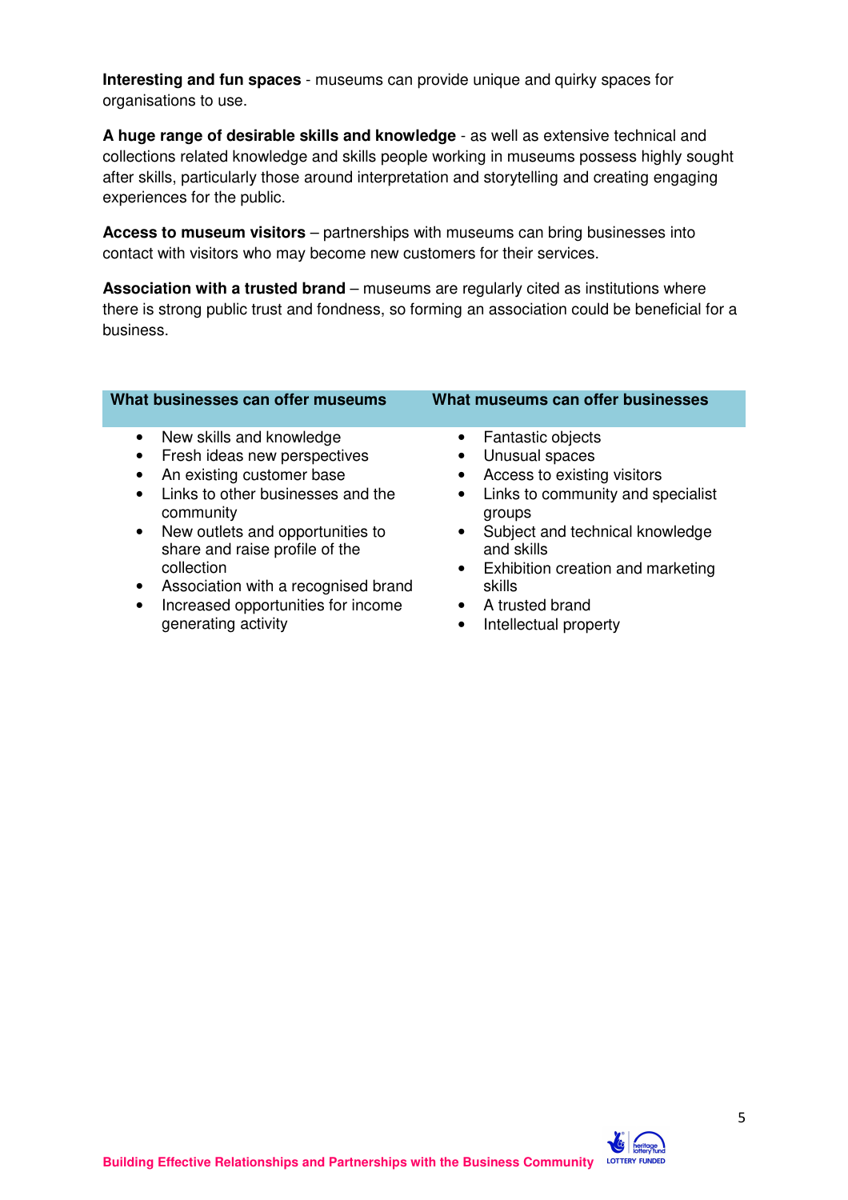**Interesting and fun spaces** - museums can provide unique and quirky spaces for organisations to use.

**A huge range of desirable skills and knowledge** - as well as extensive technical and collections related knowledge and skills people working in museums possess highly sought after skills, particularly those around interpretation and storytelling and creating engaging experiences for the public.

**Access to museum visitors** – partnerships with museums can bring businesses into contact with visitors who may become new customers for their services.

**Association with a trusted brand** – museums are regularly cited as institutions where there is strong public trust and fondness, so forming an association could be beneficial for a business.

| What businesses can offer museums | What museums can offer businesses |
|---|---|
| • New skills and knowledge<br>• Fresh ideas new perspectives<br>• An existing customer base<br>• Links to other businesses and the community<br>• New outlets and opportunities to share and raise profile of the collection<br>• Association with a recognised brand<br>• Increased opportunities for income generating activity | • Fantastic objects<br>• Unusual spaces<br>• Access to existing visitors<br>• Links to community and specialist groups<br>• Subject and technical knowledge and skills<br>• Exhibition creation and marketing skills<br>• A trusted brand<br>• Intellectual property |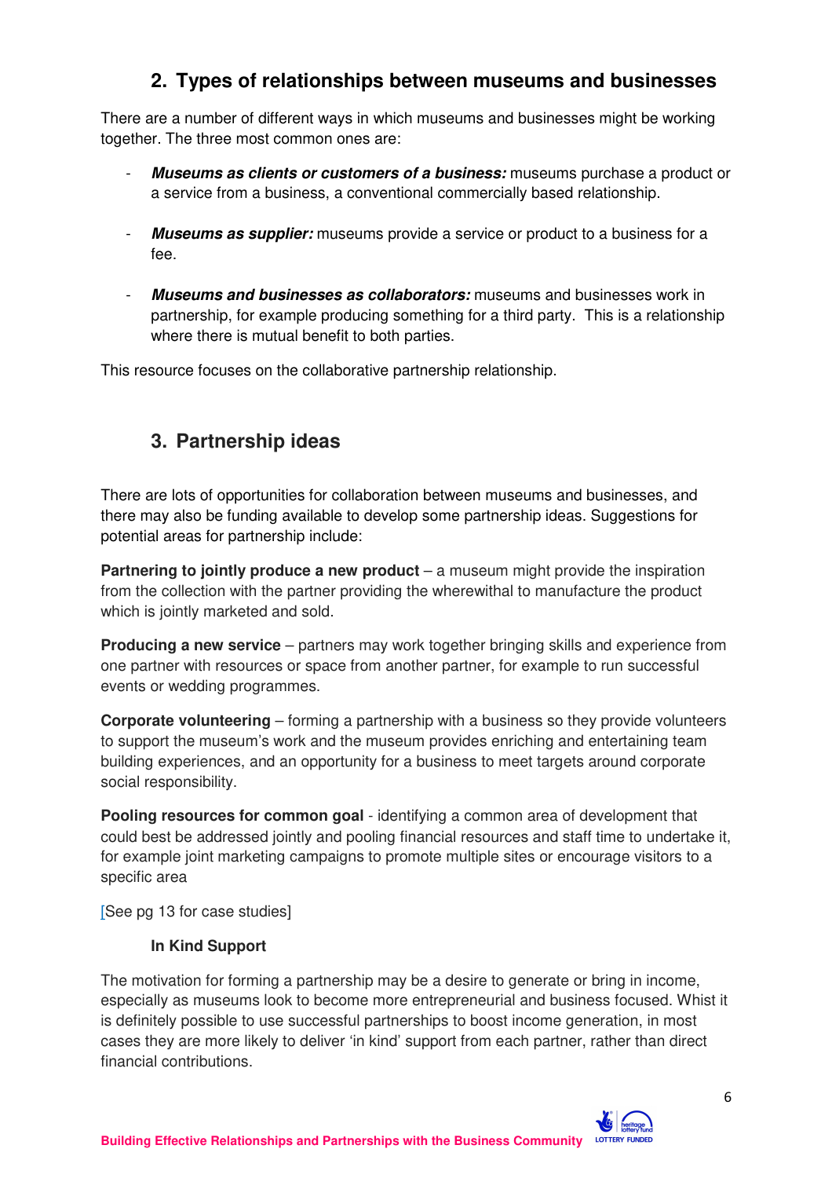## 2. Types of relationships between museums and businesses

There are a number of different ways in which museums and businesses might be working together. The three most common ones are:

- ***Museums as clients or customers of a business:*** museums purchase a product or a service from a business, a conventional commercially based relationship.

- ***Museums as supplier:*** museums provide a service or product to a business for a fee.

- ***Museums and businesses as collaborators:*** museums and businesses work in partnership, for example producing something for a third party. This is a relationship where there is mutual benefit to both parties.

This resource focuses on the collaborative partnership relationship.

## 3. Partnership ideas

There are lots of opportunities for collaboration between museums and businesses, and there may also be funding available to develop some partnership ideas. Suggestions for potential areas for partnership include:

**Partnering to jointly produce a new product** – a museum might provide the inspiration from the collection with the partner providing the wherewithal to manufacture the product which is jointly marketed and sold.

**Producing a new service** – partners may work together bringing skills and experience from one partner with resources or space from another partner, for example to run successful events or wedding programmes.

**Corporate volunteering** – forming a partnership with a business so they provide volunteers to support the museum's work and the museum provides enriching and entertaining team building experiences, and an opportunity for a business to meet targets around corporate social responsibility.

**Pooling resources for common goal** - identifying a common area of development that could best be addressed jointly and pooling financial resources and staff time to undertake it, for example joint marketing campaigns to promote multiple sites or encourage visitors to a specific area

[See pg 13 for case studies]

### In Kind Support

The motivation for forming a partnership may be a desire to generate or bring in income, especially as museums look to become more entrepreneurial and business focused. Whist it is definitely possible to use successful partnerships to boost income generation, in most cases they are more likely to deliver 'in kind' support from each partner, rather than direct financial contributions.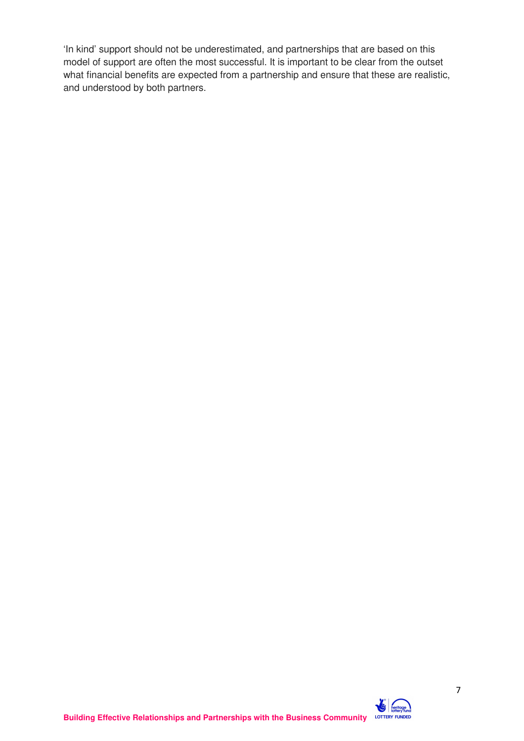'In kind' support should not be underestimated, and partnerships that are based on this model of support are often the most successful. It is important to be clear from the outset what financial benefits are expected from a partnership and ensure that these are realistic, and understood by both partners.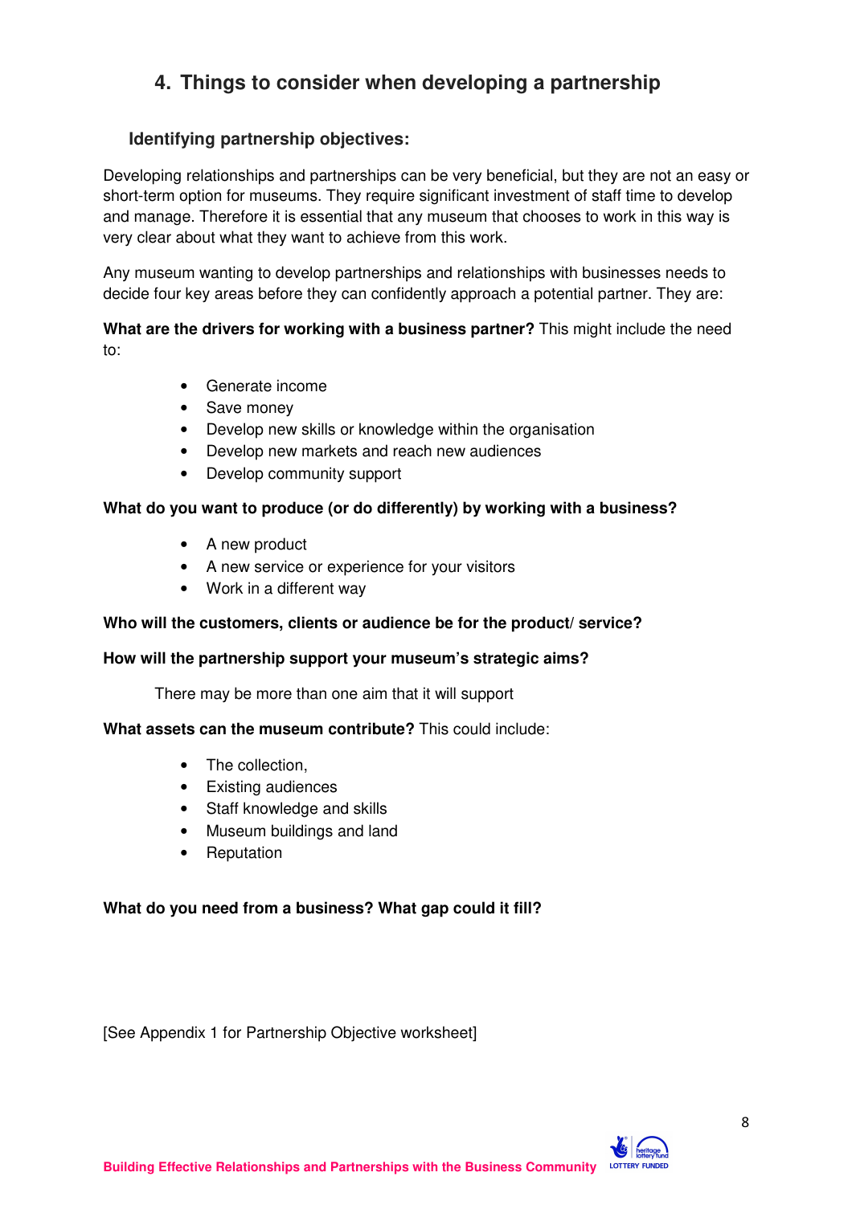## 4. Things to consider when developing a partnership

### Identifying partnership objectives:

Developing relationships and partnerships can be very beneficial, but they are not an easy or short-term option for museums. They require significant investment of staff time to develop and manage. Therefore it is essential that any museum that chooses to work in this way is very clear about what they want to achieve from this work.

Any museum wanting to develop partnerships and relationships with businesses needs to decide four key areas before they can confidently approach a potential partner. They are:

**What are the drivers for working with a business partner?** This might include the need to:

- Generate income
- Save money
- Develop new skills or knowledge within the organisation
- Develop new markets and reach new audiences
- Develop community support

**What do you want to produce (or do differently) by working with a business?**

- A new product
- A new service or experience for your visitors
- Work in a different way

**Who will the customers, clients or audience be for the product/ service?**

**How will the partnership support your museum's strategic aims?**

There may be more than one aim that it will support

**What assets can the museum contribute?** This could include:

- The collection,
- Existing audiences
- Staff knowledge and skills
- Museum buildings and land
- Reputation

**What do you need from a business? What gap could it fill?**

[See Appendix 1 for Partnership Objective worksheet]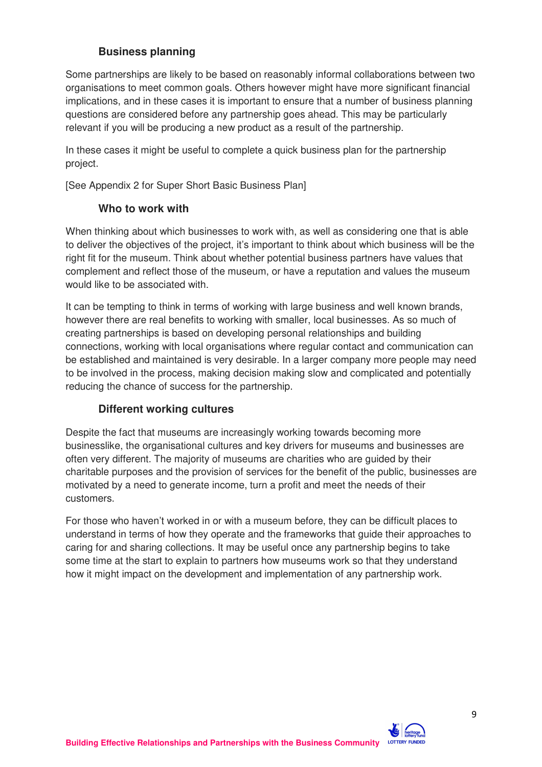### Business planning

Some partnerships are likely to be based on reasonably informal collaborations between two organisations to meet common goals. Others however might have more significant financial implications, and in these cases it is important to ensure that a number of business planning questions are considered before any partnership goes ahead. This may be particularly relevant if you will be producing a new product as a result of the partnership.

In these cases it might be useful to complete a quick business plan for the partnership project.

[See Appendix 2 for Super Short Basic Business Plan]

### Who to work with

When thinking about which businesses to work with, as well as considering one that is able to deliver the objectives of the project, it's important to think about which business will be the right fit for the museum. Think about whether potential business partners have values that complement and reflect those of the museum, or have a reputation and values the museum would like to be associated with.

It can be tempting to think in terms of working with large business and well known brands, however there are real benefits to working with smaller, local businesses. As so much of creating partnerships is based on developing personal relationships and building connections, working with local organisations where regular contact and communication can be established and maintained is very desirable. In a larger company more people may need to be involved in the process, making decision making slow and complicated and potentially reducing the chance of success for the partnership.

### Different working cultures

Despite the fact that museums are increasingly working towards becoming more businesslike, the organisational cultures and key drivers for museums and businesses are often very different. The majority of museums are charities who are guided by their charitable purposes and the provision of services for the benefit of the public, businesses are motivated by a need to generate income, turn a profit and meet the needs of their customers.

For those who haven't worked in or with a museum before, they can be difficult places to understand in terms of how they operate and the frameworks that guide their approaches to caring for and sharing collections. It may be useful once any partnership begins to take some time at the start to explain to partners how museums work so that they understand how it might impact on the development and implementation of any partnership work.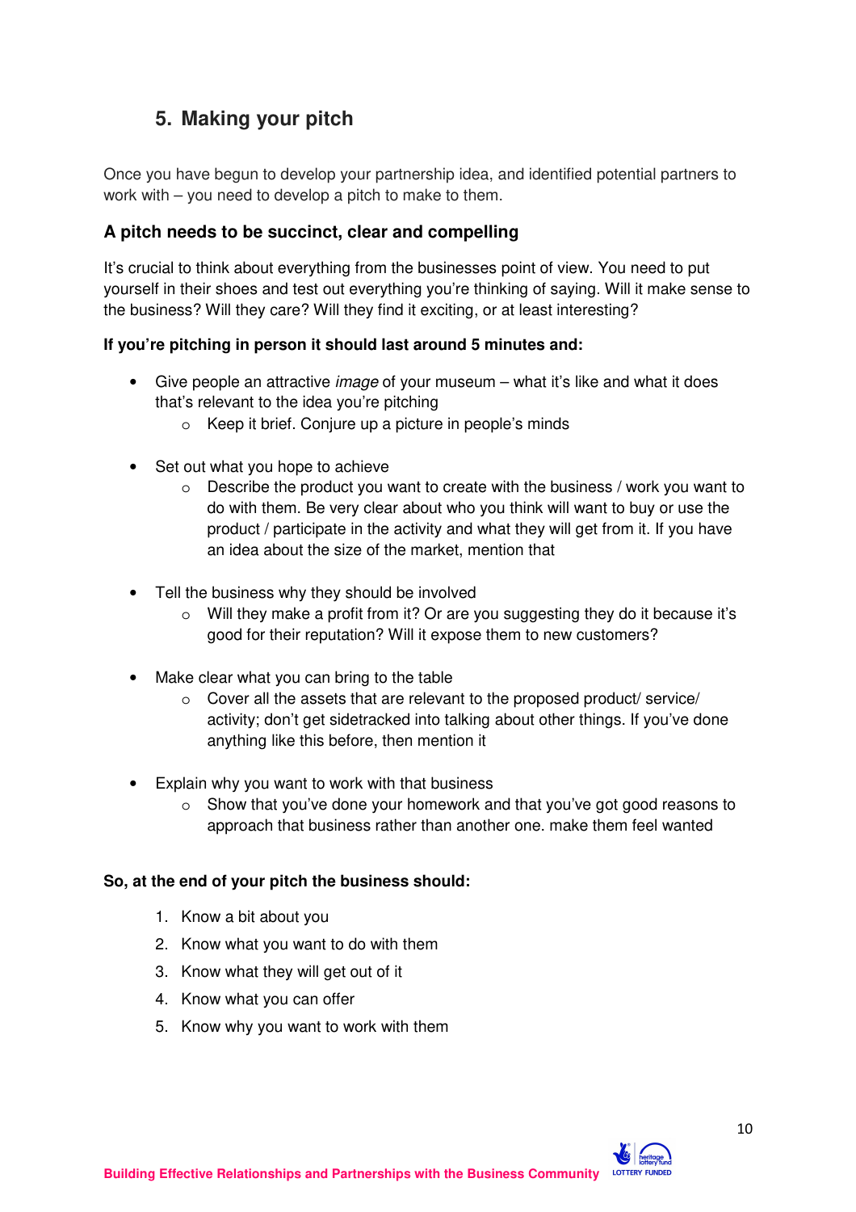## 5. Making your pitch

Once you have begun to develop your partnership idea, and identified potential partners to work with – you need to develop a pitch to make to them.

### A pitch needs to be succinct, clear and compelling

It's crucial to think about everything from the businesses point of view. You need to put yourself in their shoes and test out everything you're thinking of saying. Will it make sense to the business? Will they care? Will they find it exciting, or at least interesting?

**If you're pitching in person it should last around 5 minutes and:**

- Give people an attractive *image* of your museum – what it's like and what it does that's relevant to the idea you're pitching
  - Keep it brief. Conjure up a picture in people's minds
- Set out what you hope to achieve
  - Describe the product you want to create with the business / work you want to do with them. Be very clear about who you think will want to buy or use the product / participate in the activity and what they will get from it. If you have an idea about the size of the market, mention that
- Tell the business why they should be involved
  - Will they make a profit from it? Or are you suggesting they do it because it's good for their reputation? Will it expose them to new customers?
- Make clear what you can bring to the table
  - Cover all the assets that are relevant to the proposed product/ service/ activity; don't get sidetracked into talking about other things. If you've done anything like this before, then mention it
- Explain why you want to work with that business
  - Show that you've done your homework and that you've got good reasons to approach that business rather than another one. make them feel wanted

**So, at the end of your pitch the business should:**

1. Know a bit about you
2. Know what you want to do with them
3. Know what they will get out of it
4. Know what you can offer
5. Know why you want to work with them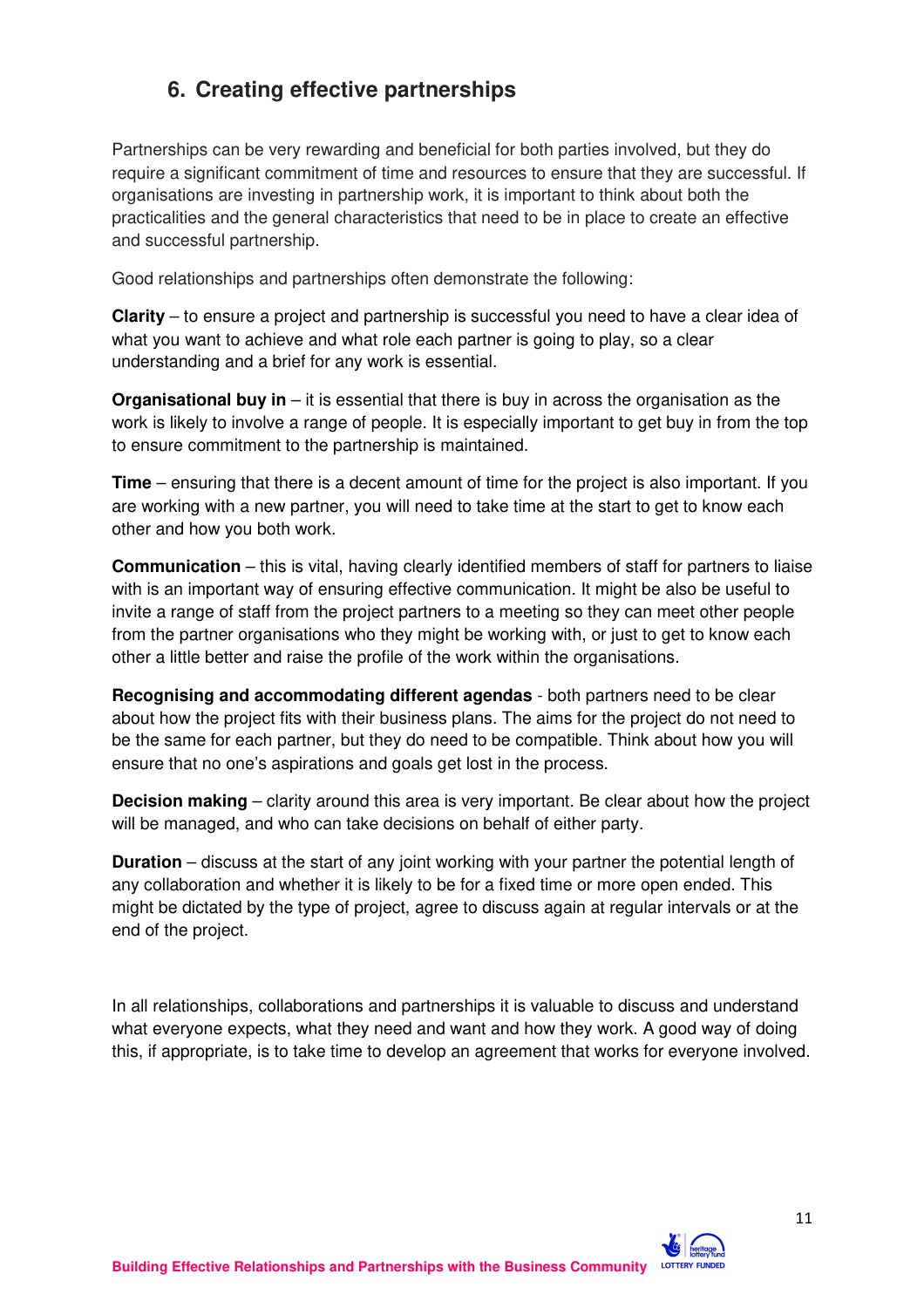## 6. Creating effective partnerships

Partnerships can be very rewarding and beneficial for both parties involved, but they do require a significant commitment of time and resources to ensure that they are successful. If organisations are investing in partnership work, it is important to think about both the practicalities and the general characteristics that need to be in place to create an effective and successful partnership.

Good relationships and partnerships often demonstrate the following:

**Clarity** – to ensure a project and partnership is successful you need to have a clear idea of what you want to achieve and what role each partner is going to play, so a clear understanding and a brief for any work is essential.

**Organisational buy in** – it is essential that there is buy in across the organisation as the work is likely to involve a range of people. It is especially important to get buy in from the top to ensure commitment to the partnership is maintained.

**Time** – ensuring that there is a decent amount of time for the project is also important. If you are working with a new partner, you will need to take time at the start to get to know each other and how you both work.

**Communication** – this is vital, having clearly identified members of staff for partners to liaise with is an important way of ensuring effective communication. It might be also be useful to invite a range of staff from the project partners to a meeting so they can meet other people from the partner organisations who they might be working with, or just to get to know each other a little better and raise the profile of the work within the organisations.

**Recognising and accommodating different agendas** - both partners need to be clear about how the project fits with their business plans. The aims for the project do not need to be the same for each partner, but they do need to be compatible. Think about how you will ensure that no one's aspirations and goals get lost in the process.

**Decision making** – clarity around this area is very important. Be clear about how the project will be managed, and who can take decisions on behalf of either party.

**Duration** – discuss at the start of any joint working with your partner the potential length of any collaboration and whether it is likely to be for a fixed time or more open ended. This might be dictated by the type of project, agree to discuss again at regular intervals or at the end of the project.

In all relationships, collaborations and partnerships it is valuable to discuss and understand what everyone expects, what they need and want and how they work. A good way of doing this, if appropriate, is to take time to develop an agreement that works for everyone involved.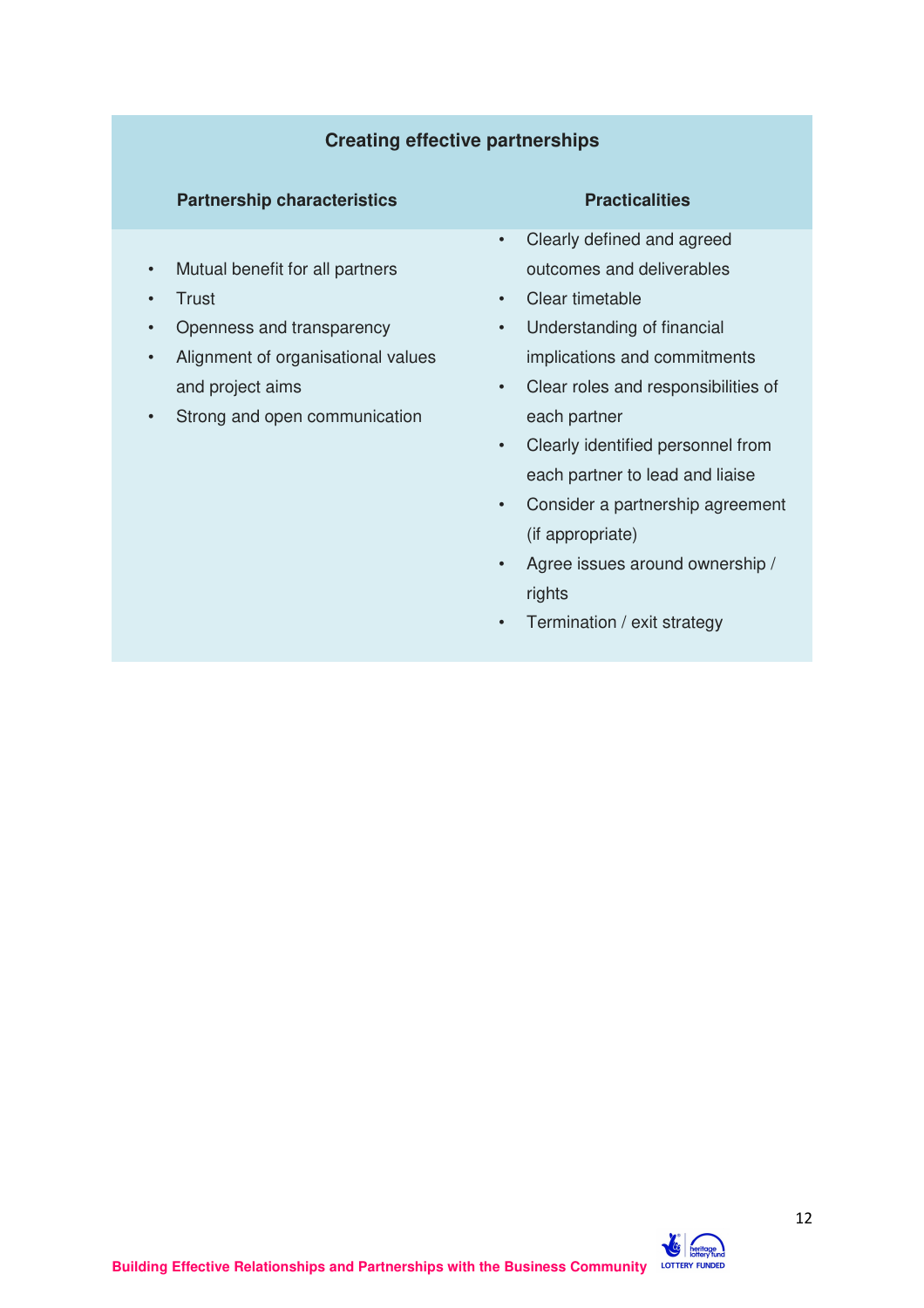## Creating effective partnerships

| Partnership characteristics | Practicalities |
| --- | --- |
| • Mutual benefit for all partners<br>• Trust<br>• Openness and transparency<br>• Alignment of organisational values and project aims<br>• Strong and open communication | • Clearly defined and agreed outcomes and deliverables<br>• Clear timetable<br>• Understanding of financial implications and commitments<br>• Clear roles and responsibilities of each partner<br>• Clearly identified personnel from each partner to lead and liaise<br>• Consider a partnership agreement (if appropriate)<br>• Agree issues around ownership / rights<br>• Termination / exit strategy |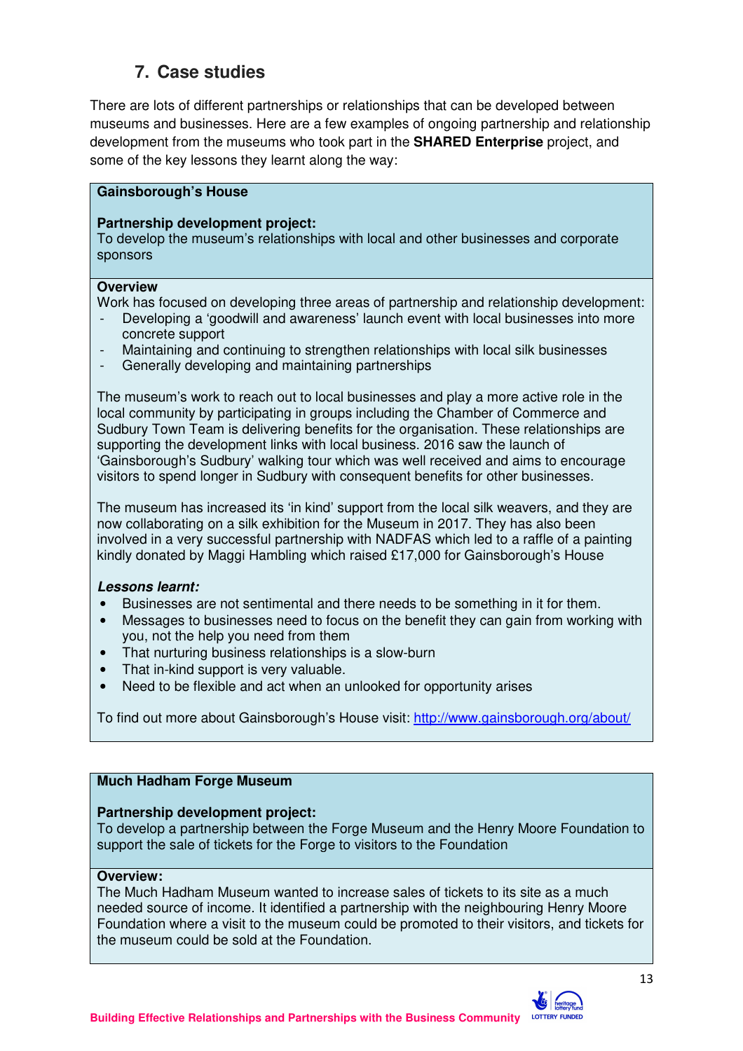## 7. Case studies

There are lots of different partnerships or relationships that can be developed between museums and businesses. Here are a few examples of ongoing partnership and relationship development from the museums who took part in the **SHARED Enterprise** project, and some of the key lessons they learnt along the way:

**Gainsborough's House**

**Partnership development project:**
To develop the museum's relationships with local and other businesses and corporate sponsors

**Overview**
Work has focused on developing three areas of partnership and relationship development:

- Developing a 'goodwill and awareness' launch event with local businesses into more concrete support
- Maintaining and continuing to strengthen relationships with local silk businesses
- Generally developing and maintaining partnerships

The museum's work to reach out to local businesses and play a more active role in the local community by participating in groups including the Chamber of Commerce and Sudbury Town Team is delivering benefits for the organisation. These relationships are supporting the development links with local business. 2016 saw the launch of 'Gainsborough's Sudbury' walking tour which was well received and aims to encourage visitors to spend longer in Sudbury with consequent benefits for other businesses.

The museum has increased its 'in kind' support from the local silk weavers, and they are now collaborating on a silk exhibition for the Museum in 2017. They has also been involved in a very successful partnership with NADFAS which led to a raffle of a painting kindly donated by Maggi Hambling which raised £17,000 for Gainsborough's House

***Lessons learnt:***

- Businesses are not sentimental and there needs to be something in it for them.
- Messages to businesses need to focus on the benefit they can gain from working with you, not the help you need from them
- That nurturing business relationships is a slow-burn
- That in-kind support is very valuable.
- Need to be flexible and act when an unlooked for opportunity arises

To find out more about Gainsborough's House visit: http://www.gainsborough.org/about/

**Much Hadham Forge Museum**

**Partnership development project:**
To develop a partnership between the Forge Museum and the Henry Moore Foundation to support the sale of tickets for the Forge to visitors to the Foundation

**Overview:**
The Much Hadham Museum wanted to increase sales of tickets to its site as a much needed source of income. It identified a partnership with the neighbouring Henry Moore Foundation where a visit to the museum could be promoted to their visitors, and tickets for the museum could be sold at the Foundation.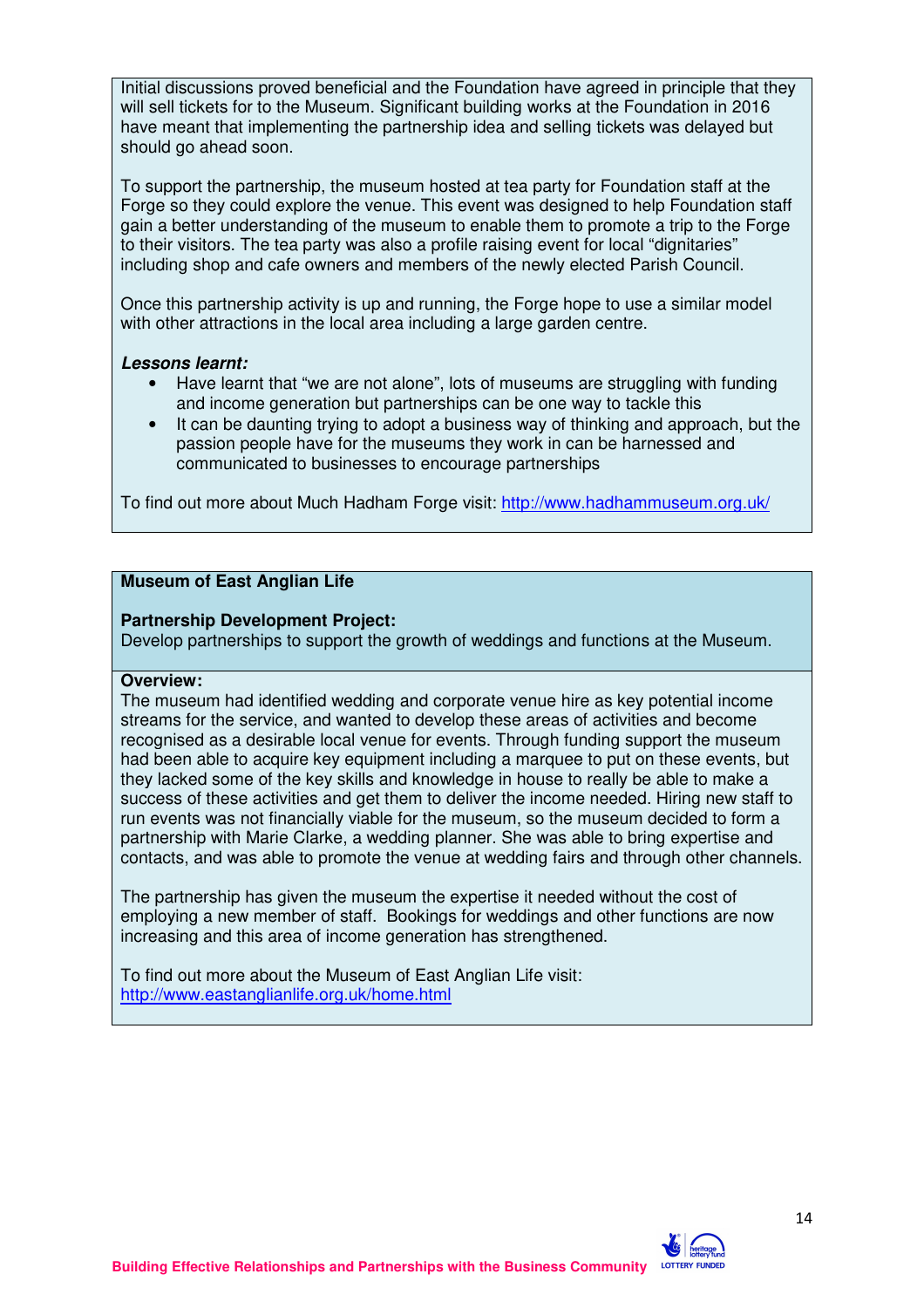Initial discussions proved beneficial and the Foundation have agreed in principle that they will sell tickets for to the Museum. Significant building works at the Foundation in 2016 have meant that implementing the partnership idea and selling tickets was delayed but should go ahead soon.

To support the partnership, the museum hosted at tea party for Foundation staff at the Forge so they could explore the venue. This event was designed to help Foundation staff gain a better understanding of the museum to enable them to promote a trip to the Forge to their visitors. The tea party was also a profile raising event for local "dignitaries" including shop and cafe owners and members of the newly elected Parish Council.

Once this partnership activity is up and running, the Forge hope to use a similar model with other attractions in the local area including a large garden centre.

***Lessons learnt:***

- Have learnt that "we are not alone", lots of museums are struggling with funding and income generation but partnerships can be one way to tackle this
- It can be daunting trying to adopt a business way of thinking and approach, but the passion people have for the museums they work in can be harnessed and communicated to businesses to encourage partnerships

To find out more about Much Hadham Forge visit: http://www.hadhammuseum.org.uk/

**Museum of East Anglian Life**

**Partnership Development Project:**
Develop partnerships to support the growth of weddings and functions at the Museum.

**Overview:**
The museum had identified wedding and corporate venue hire as key potential income streams for the service, and wanted to develop these areas of activities and become recognised as a desirable local venue for events. Through funding support the museum had been able to acquire key equipment including a marquee to put on these events, but they lacked some of the key skills and knowledge in house to really be able to make a success of these activities and get them to deliver the income needed. Hiring new staff to run events was not financially viable for the museum, so the museum decided to form a partnership with Marie Clarke, a wedding planner. She was able to bring expertise and contacts, and was able to promote the venue at wedding fairs and through other channels.

The partnership has given the museum the expertise it needed without the cost of employing a new member of staff. Bookings for weddings and other functions are now increasing and this area of income generation has strengthened.

To find out more about the Museum of East Anglian Life visit:
http://www.eastanglianlife.org.uk/home.html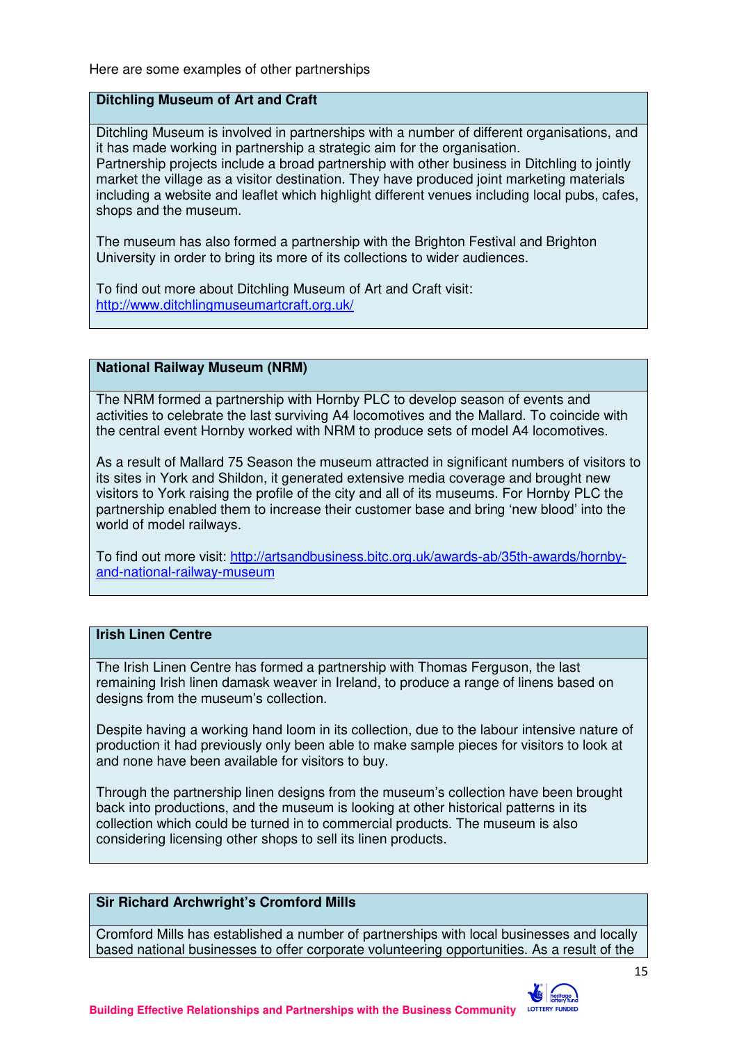Here are some examples of other partnerships

### Ditchling Museum of Art and Craft

Ditchling Museum is involved in partnerships with a number of different organisations, and it has made working in partnership a strategic aim for the organisation.
Partnership projects include a broad partnership with other business in Ditchling to jointly market the village as a visitor destination. They have produced joint marketing materials including a website and leaflet which highlight different venues including local pubs, cafes, shops and the museum.

The museum has also formed a partnership with the Brighton Festival and Brighton University in order to bring its more of its collections to wider audiences.

To find out more about Ditchling Museum of Art and Craft visit:
http://www.ditchlingmuseumartcraft.org.uk/

### National Railway Museum (NRM)

The NRM formed a partnership with Hornby PLC to develop season of events and activities to celebrate the last surviving A4 locomotives and the Mallard. To coincide with the central event Hornby worked with NRM to produce sets of model A4 locomotives.

As a result of Mallard 75 Season the museum attracted in significant numbers of visitors to its sites in York and Shildon, it generated extensive media coverage and brought new visitors to York raising the profile of the city and all of its museums. For Hornby PLC the partnership enabled them to increase their customer base and bring 'new blood' into the world of model railways.

To find out more visit: http://artsandbusiness.bitc.org.uk/awards-ab/35th-awards/hornby-and-national-railway-museum

### Irish Linen Centre

The Irish Linen Centre has formed a partnership with Thomas Ferguson, the last remaining Irish linen damask weaver in Ireland, to produce a range of linens based on designs from the museum's collection.

Despite having a working hand loom in its collection, due to the labour intensive nature of production it had previously only been able to make sample pieces for visitors to look at and none have been available for visitors to buy.

Through the partnership linen designs from the museum's collection have been brought back into productions, and the museum is looking at other historical patterns in its collection which could be turned in to commercial products. The museum is also considering licensing other shops to sell its linen products.

### Sir Richard Archwright's Cromford Mills

Cromford Mills has established a number of partnerships with local businesses and locally based national businesses to offer corporate volunteering opportunities. As a result of the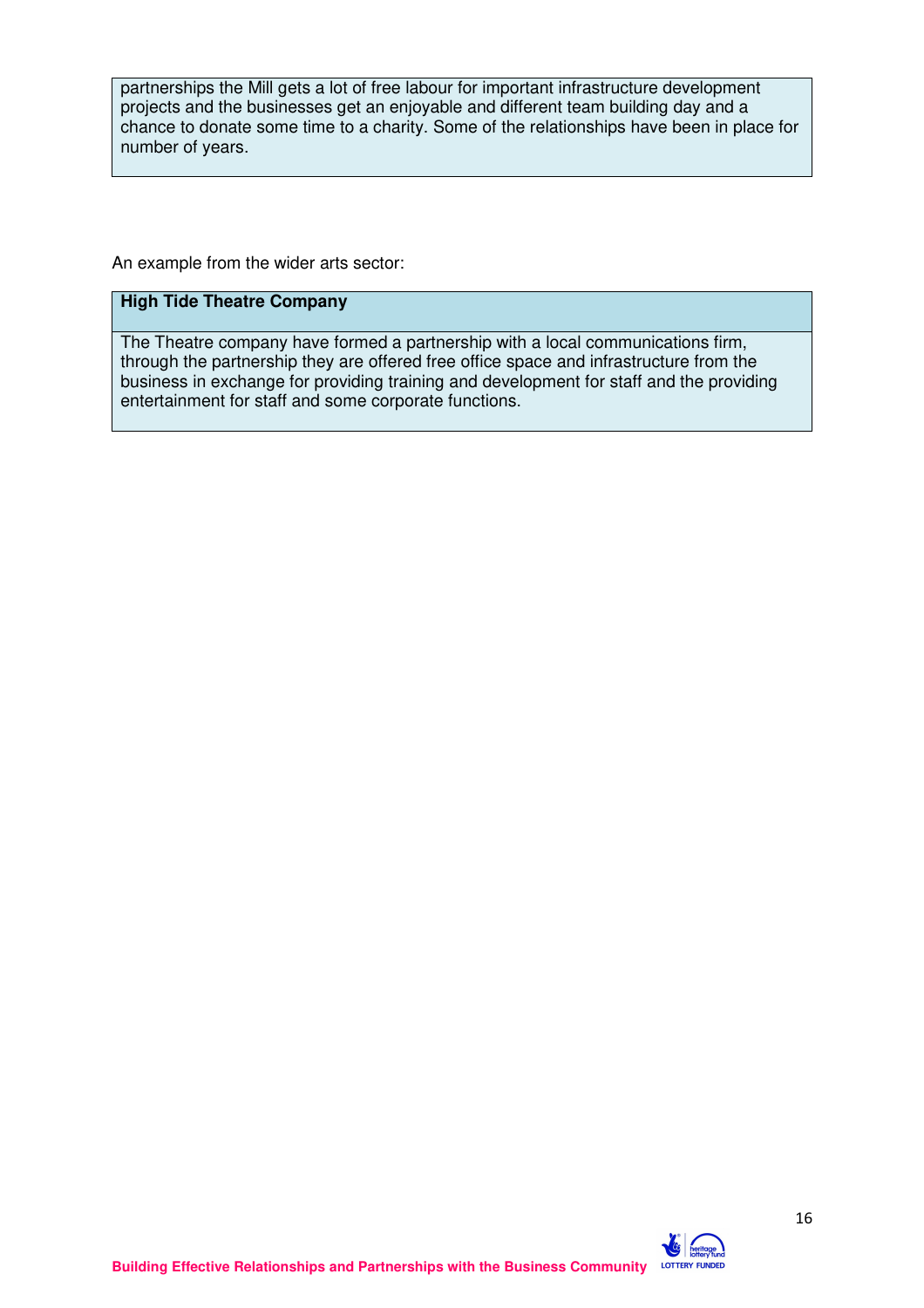partnerships the Mill gets a lot of free labour for important infrastructure development projects and the businesses get an enjoyable and different team building day and a chance to donate some time to a charity. Some of the relationships have been in place for number of years.

An example from the wider arts sector:

| **High Tide Theatre Company** |
|---|
| The Theatre company have formed a partnership with a local communications firm, through the partnership they are offered free office space and infrastructure from the business in exchange for providing training and development for staff and the providing entertainment for staff and some corporate functions. |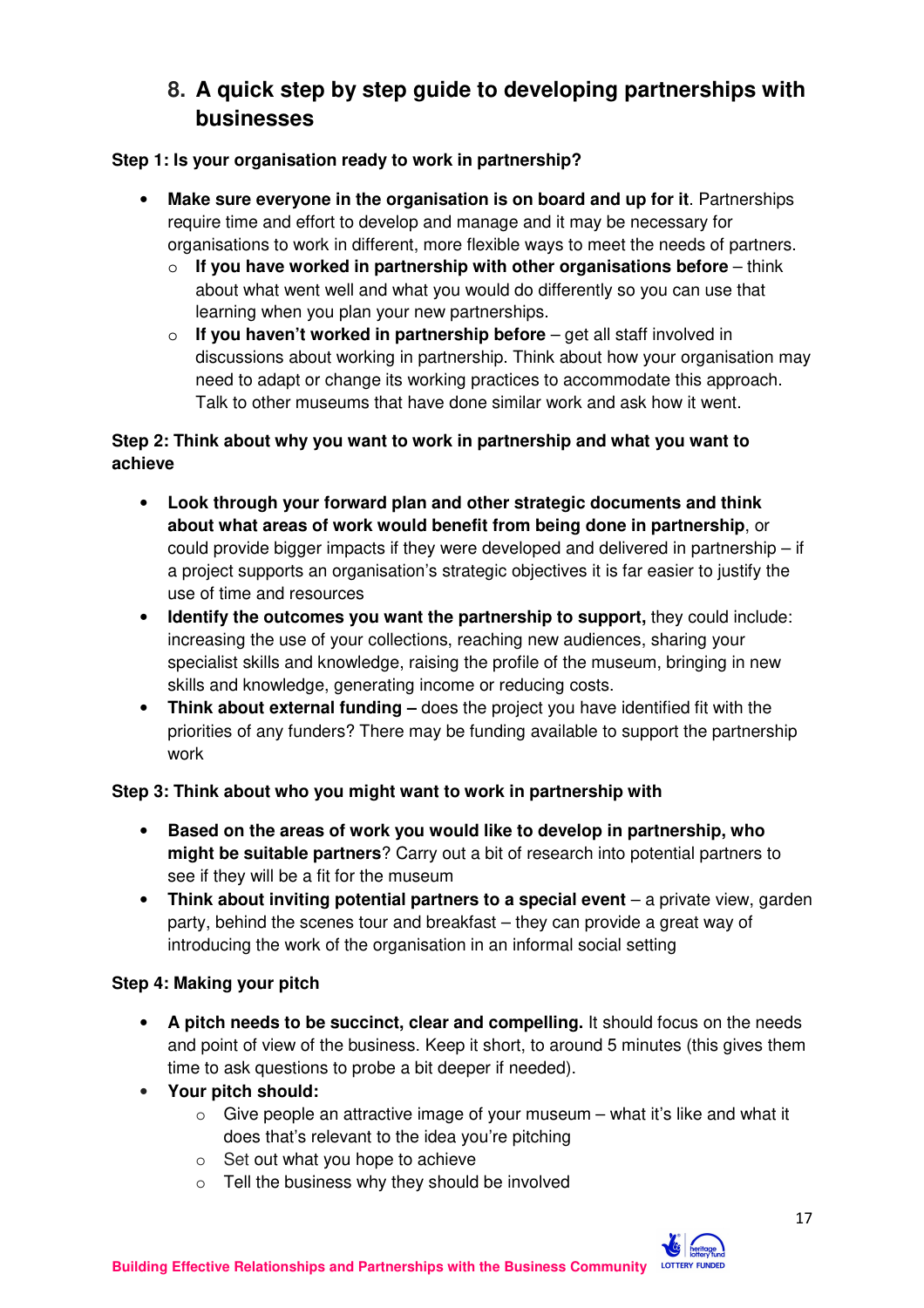## 8. A quick step by step guide to developing partnerships with businesses

**Step 1: Is your organisation ready to work in partnership?**

- **Make sure everyone in the organisation is on board and up for it**. Partnerships require time and effort to develop and manage and it may be necessary for organisations to work in different, more flexible ways to meet the needs of partners.
  - **If you have worked in partnership with other organisations before** – think about what went well and what you would do differently so you can use that learning when you plan your new partnerships.
  - **If you haven't worked in partnership before** – get all staff involved in discussions about working in partnership. Think about how your organisation may need to adapt or change its working practices to accommodate this approach. Talk to other museums that have done similar work and ask how it went.

**Step 2: Think about why you want to work in partnership and what you want to achieve**

- **Look through your forward plan and other strategic documents and think about what areas of work would benefit from being done in partnership**, or could provide bigger impacts if they were developed and delivered in partnership – if a project supports an organisation's strategic objectives it is far easier to justify the use of time and resources
- **Identify the outcomes you want the partnership to support,** they could include: increasing the use of your collections, reaching new audiences, sharing your specialist skills and knowledge, raising the profile of the museum, bringing in new skills and knowledge, generating income or reducing costs.
- **Think about external funding –** does the project you have identified fit with the priorities of any funders? There may be funding available to support the partnership work

**Step 3: Think about who you might want to work in partnership with**

- **Based on the areas of work you would like to develop in partnership, who might be suitable partners**? Carry out a bit of research into potential partners to see if they will be a fit for the museum
- **Think about inviting potential partners to a special event** – a private view, garden party, behind the scenes tour and breakfast – they can provide a great way of introducing the work of the organisation in an informal social setting

**Step 4: Making your pitch**

- **A pitch needs to be succinct, clear and compelling.** It should focus on the needs and point of view of the business. Keep it short, to around 5 minutes (this gives them time to ask questions to probe a bit deeper if needed).
- **Your pitch should:**
  - Give people an attractive image of your museum – what it's like and what it does that's relevant to the idea you're pitching
  - Set out what you hope to achieve
  - Tell the business why they should be involved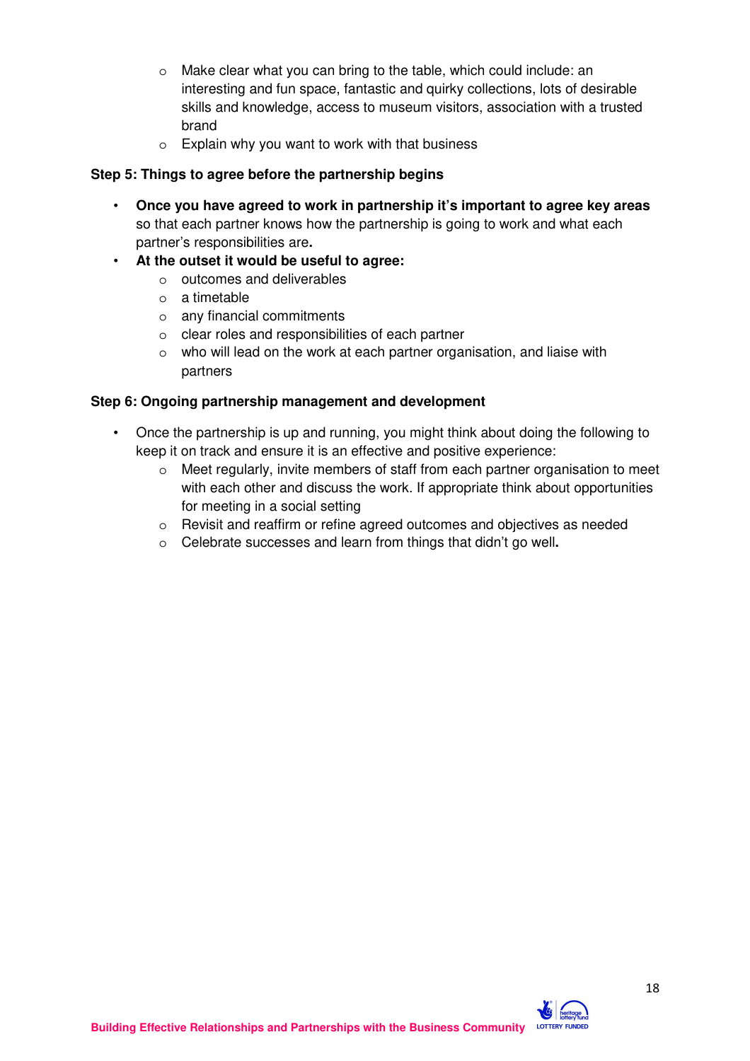- Make clear what you can bring to the table, which could include: an interesting and fun space, fantastic and quirky collections, lots of desirable skills and knowledge, access to museum visitors, association with a trusted brand
  - Explain why you want to work with that business

**Step 5: Things to agree before the partnership begins**

- **Once you have agreed to work in partnership it's important to agree key areas** so that each partner knows how the partnership is going to work and what each partner's responsibilities are**.**
- **At the outset it would be useful to agree:**
  - outcomes and deliverables
  - a timetable
  - any financial commitments
  - clear roles and responsibilities of each partner
  - who will lead on the work at each partner organisation, and liaise with partners

**Step 6: Ongoing partnership management and development**

- Once the partnership is up and running, you might think about doing the following to keep it on track and ensure it is an effective and positive experience:
  - Meet regularly, invite members of staff from each partner organisation to meet with each other and discuss the work. If appropriate think about opportunities for meeting in a social setting
  - Revisit and reaffirm or refine agreed outcomes and objectives as needed
  - Celebrate successes and learn from things that didn't go well**.**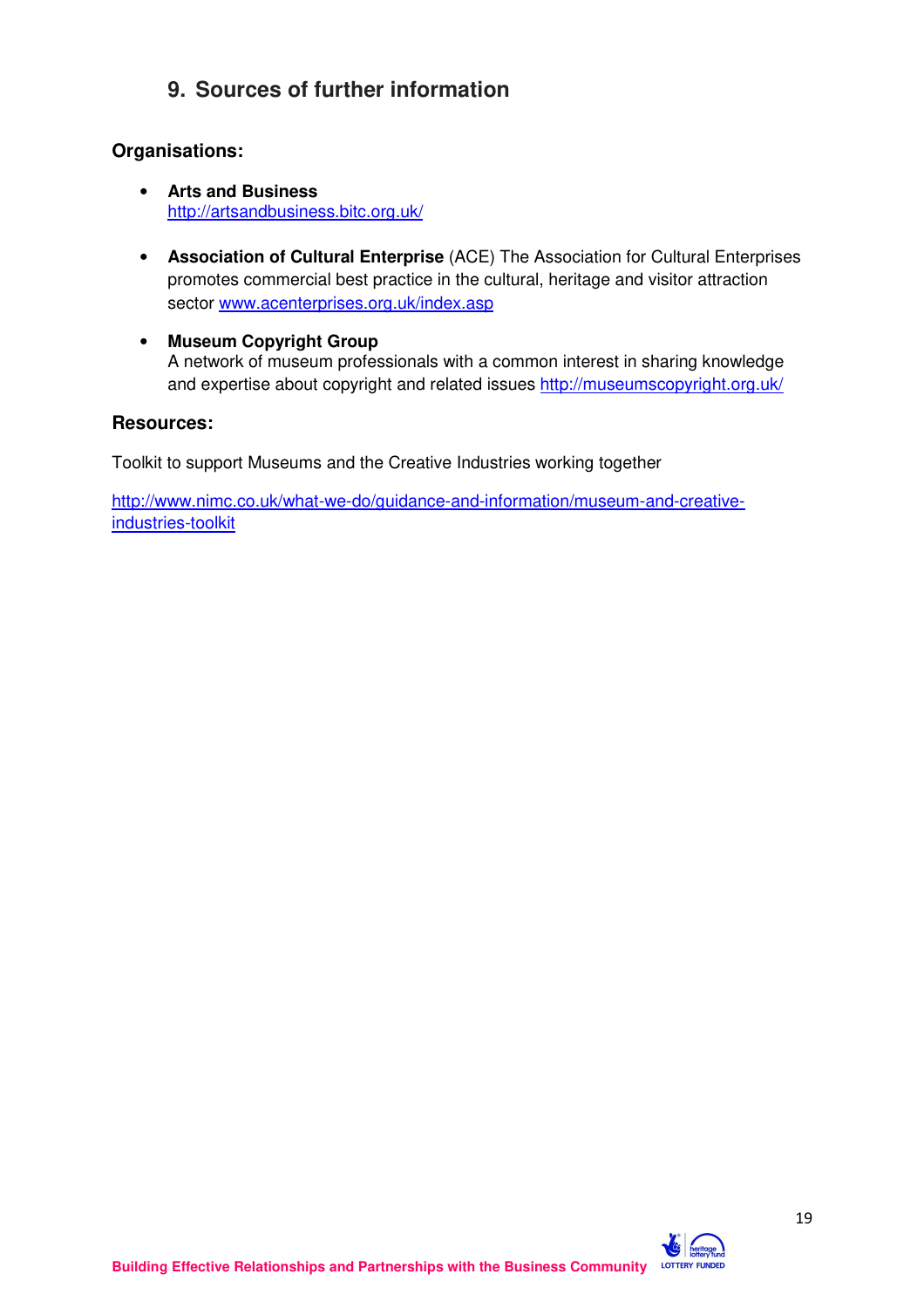## 9. Sources of further information

### Organisations:

- **Arts and Business**
  http://artsandbusiness.bitc.org.uk/

- **Association of Cultural Enterprise** (ACE) The Association for Cultural Enterprises promotes commercial best practice in the cultural, heritage and visitor attraction sector www.acenterprises.org.uk/index.asp

- **Museum Copyright Group**
  A network of museum professionals with a common interest in sharing knowledge and expertise about copyright and related issues http://museumscopyright.org.uk/

### Resources:

Toolkit to support Museums and the Creative Industries working together

http://www.nimc.co.uk/what-we-do/guidance-and-information/museum-and-creative-industries-toolkit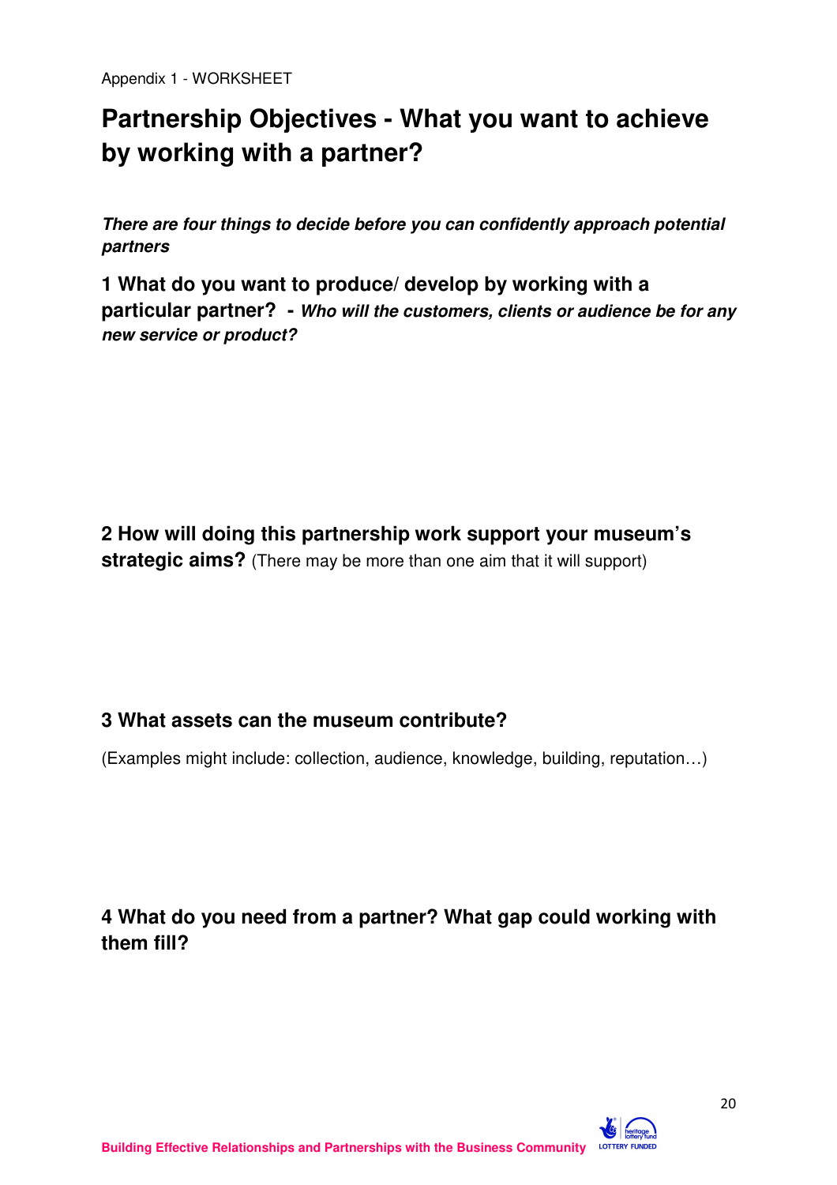Appendix 1 - WORKSHEET

# Partnership Objectives - What you want to achieve by working with a partner?

***There are four things to decide before you can confidently approach potential partners***

**1 What do you want to produce/ develop by working with a particular partner? -** ***Who will the customers, clients or audience be for any new service or product?***

**2 How will doing this partnership work support your museum's strategic aims?** (There may be more than one aim that it will support)

**3 What assets can the museum contribute?**

(Examples might include: collection, audience, knowledge, building, reputation…)

**4 What do you need from a partner? What gap could working with them fill?**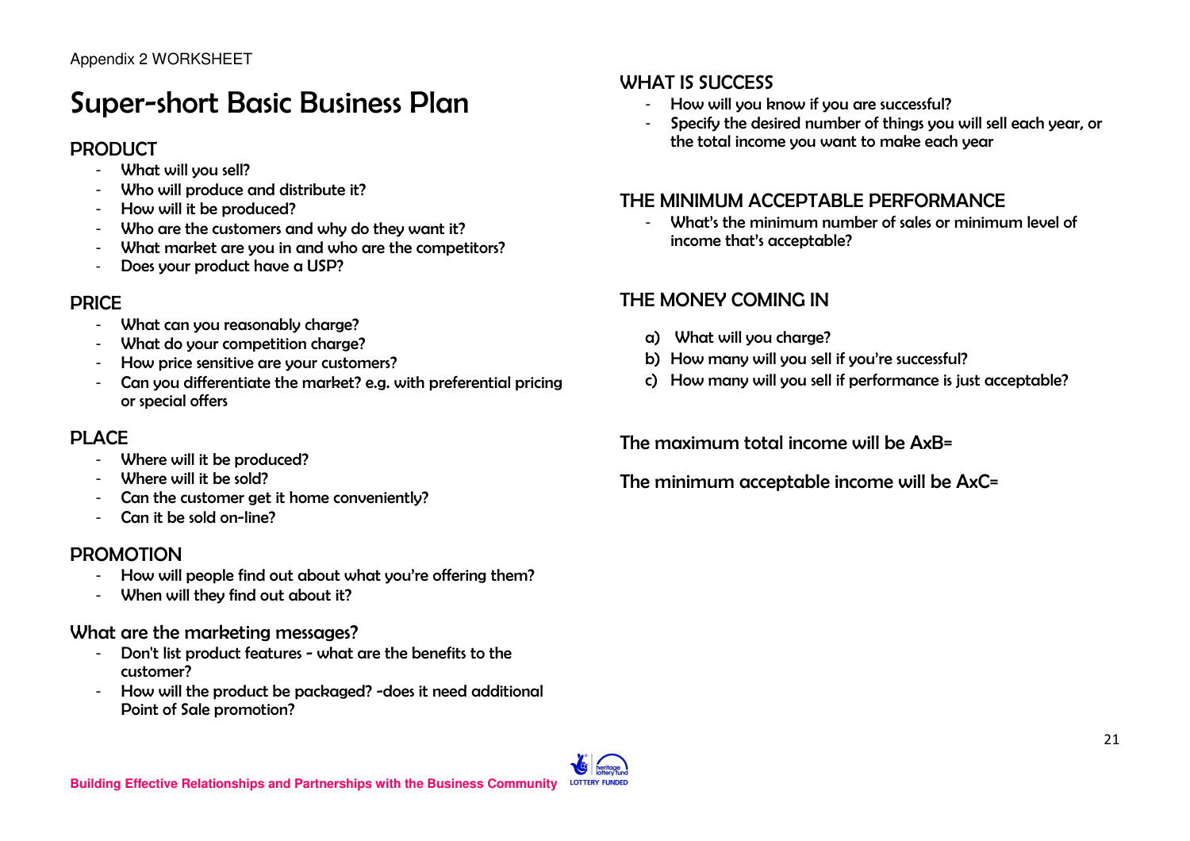Appendix 2 WORKSHEET

# Super-short Basic Business Plan

## PRODUCT

- What will you sell?
- Who will produce and distribute it?
- How will it be produced?
- Who are the customers and why do they want it?
- What market are you in and who are the competitors?
- Does your product have a USP?

## PRICE

- What can you reasonably charge?
- What do your competition charge?
- How price sensitive are your customers?
- Can you differentiate the market? e.g. with preferential pricing or special offers

## PLACE

- Where will it be produced?
- Where will it be sold?
- Can the customer get it home conveniently?
- Can it be sold on-line?

## PROMOTION

- How will people find out about what you're offering them?
- When will they find out about it?

## What are the marketing messages?

- Don't list product features - what are the benefits to the customer?
- How will the product be packaged? -does it need additional Point of Sale promotion?

## WHAT IS SUCCESS

- How will you know if you are successful?
- Specify the desired number of things you will sell each year, or the total income you want to make each year

## THE MINIMUM ACCEPTABLE PERFORMANCE

- What's the minimum number of sales or minimum level of income that's acceptable?

## THE MONEY COMING IN

a) What will you charge?
b) How many will you sell if you're successful?
c) How many will you sell if performance is just acceptable?

The maximum total income will be AxB=

The minimum acceptable income will be AxC=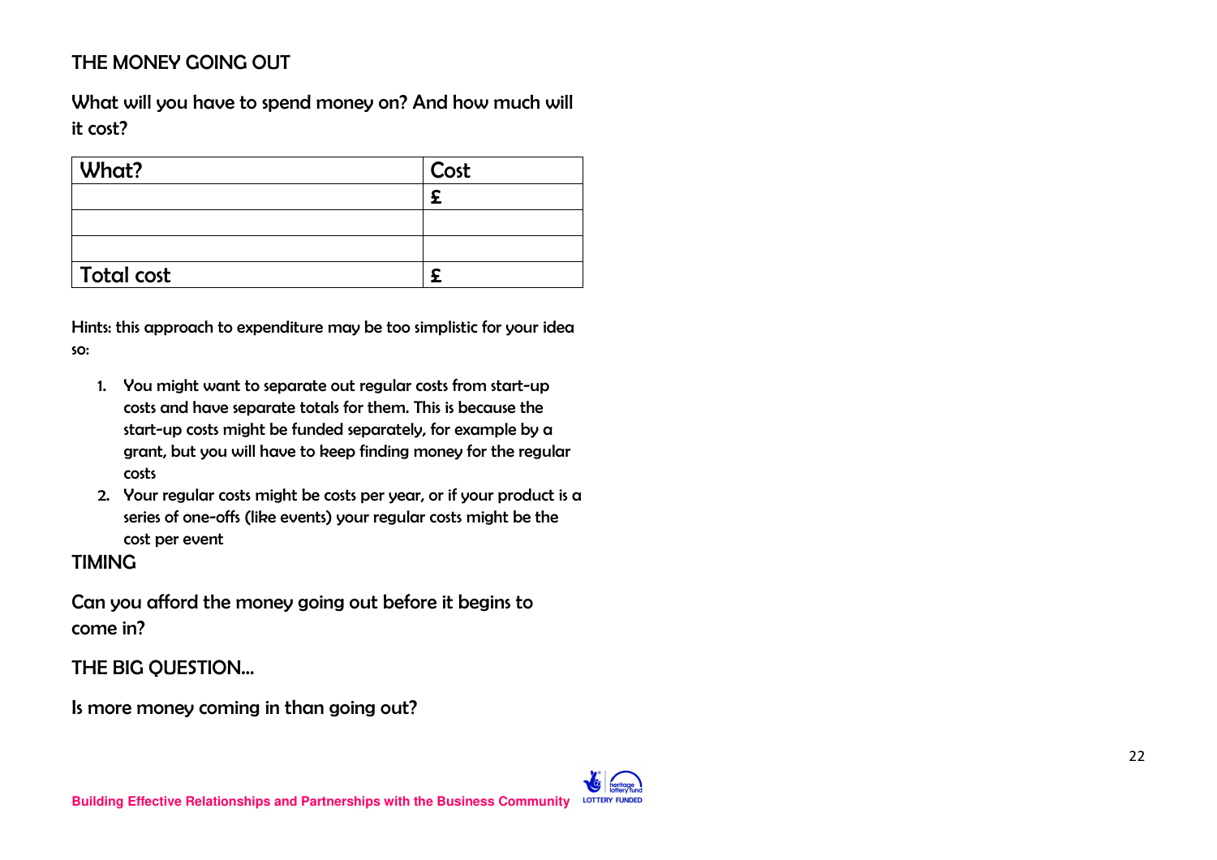## THE MONEY GOING OUT

What will you have to spend money on? And how much will it cost?

| What? | Cost |
|---|---|
| | £ |
| | |
| | |
| Total cost | £ |

Hints: this approach to expenditure may be too simplistic for your idea so:

1. You might want to separate out regular costs from start-up costs and have separate totals for them. This is because the start-up costs might be funded separately, for example by a grant, but you will have to keep finding money for the regular costs
2. Your regular costs might be costs per year, or if your product is a series of one-offs (like events) your regular costs might be the cost per event

## TIMING

Can you afford the money going out before it begins to come in?

## THE BIG QUESTION...

Is more money coming in than going out?